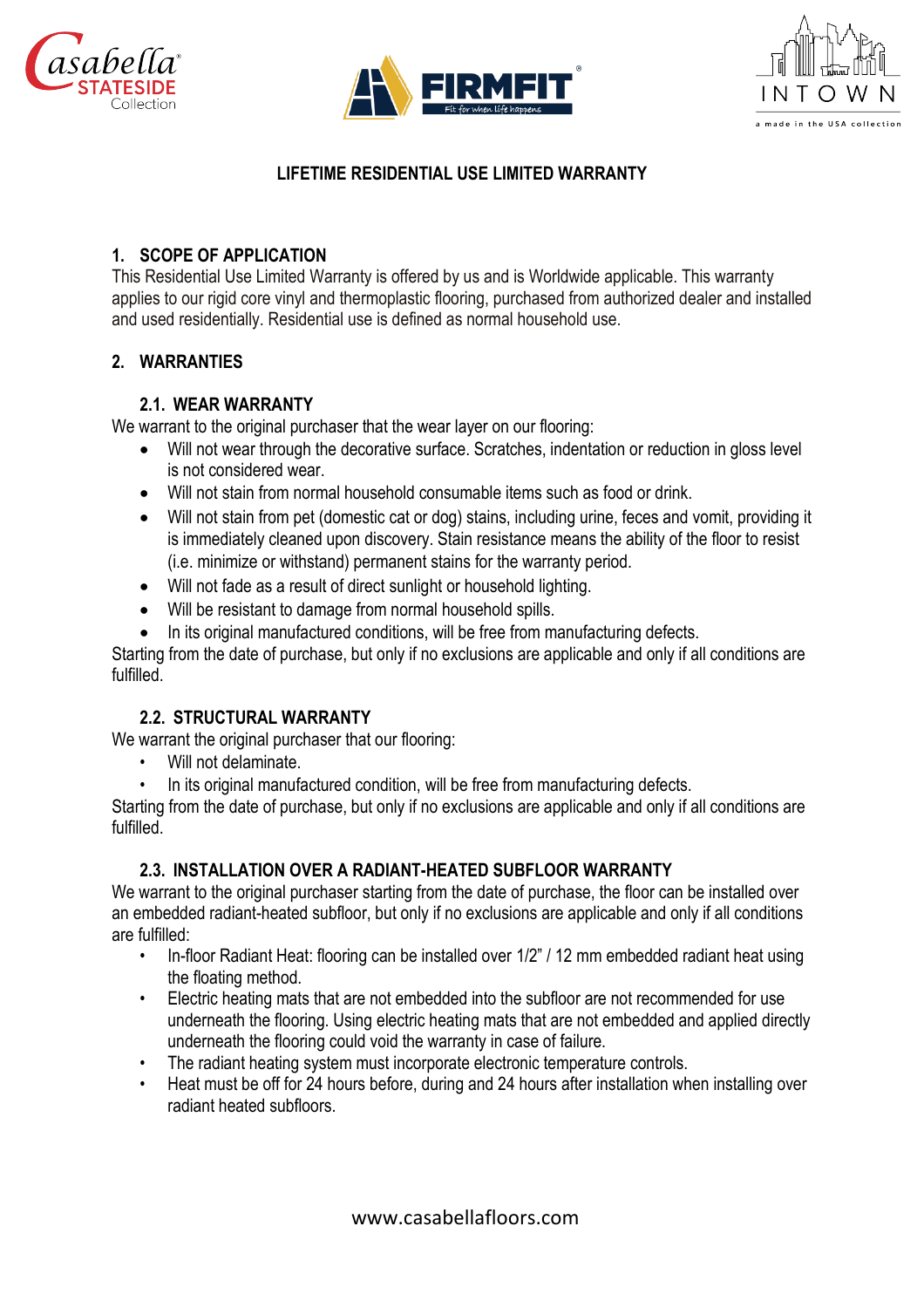# LIFETIME RESIDENTIAL USE LIMITED WARRANTY

## 1. SCOPE OF APPLICATION

This Residential Use Limited Warranty is offered by us and is Worldwide applicable. This warranty applies to our rigid core vinyl and thermoplastic flooring, purchased from authorized dealer and installed and used residentially. Residential use is defined as normal household use.

## 2. WARRANTIES

### 2.1. WEAR WARRANTY

We warrant to the original purchaser that the wear layer on our flooring:

- Will not wear through the decorative surface. Scratches, indentation or reduction in gloss level is not considered wear.
- Will not stain from normal household consumable items such as food or drink.
- Will not stain from pet (domestic cat or dog) stains, including urine, feces and vomit, providing it is immediately cleaned upon discovery. Stain resistance means the ability of the floor to resist (i.e. minimize or withstand) permanent stains for the warranty period.
- Will not fade as a result of direct sunlight or household lighting.
- Will be resistant to damage from normal household spills.
- In its original manufactured conditions, will be free from manufacturing defects.

Starting from the date of purchase, but only if no exclusions are applicable and only if all conditions are fulfilled.

### 2.2. STRUCTURAL WARRANTY

We warrant the original purchaser that our flooring:

- Will not delaminate.
- In its original manufactured condition, will be free from manufacturing defects.

Starting from the date of purchase, but only if no exclusions are applicable and only if all conditions are fulfilled.

### 2.3. INSTALLATION OVER A RADIANT-HEATED SUBFLOOR WARRANTY

We warrant to the original purchaser starting from the date of purchase, the floor can be installed over an embedded radiant-heated subfloor, but only if no exclusions are applicable and only if all conditions are fulfilled:

- In-floor Radiant Heat: flooring can be installed over 1/2" / 12 mm embedded radiant heat using the floating method.
- Electric heating mats that are not embedded into the subfloor are not recommended for use underneath the flooring. Using electric heating mats that are not embedded and applied directly underneath the flooring could void the warranty in case of failure.
- The radiant heating system must incorporate electronic temperature controls.
- Heat must be off for 24 hours before, during and 24 hours after installation when installing over radiant heated subfloors.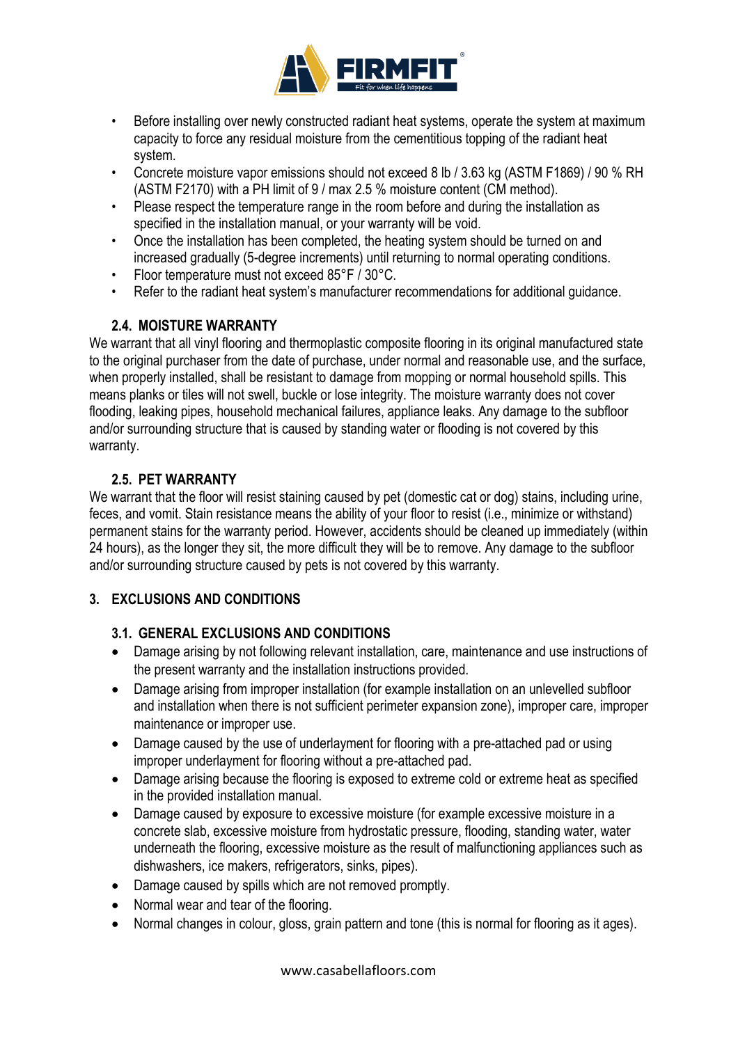- Before installing over newly constructed radiant heat systems, operate the system at maximum capacity to force any residual moisture from the cementitious topping of the radiant heat system.
- Concrete moisture vapor emissions should not exceed 8 lb / 3.63 kg (ASTM F1869) / 90 % RH (ASTM F2170) with a PH limit of 9 / max 2.5 % moisture content (CM method).
- Please respect the temperature range in the room before and during the installation as specified in the installation manual, or your warranty will be void.
- Once the installation has been completed, the heating system should be turned on and increased gradually (5-degree increments) until returning to normal operating conditions.
- Floor temperature must not exceed 85°F / 30°C.
- Refer to the radiant heat system's manufacturer recommendations for additional guidance.

### 2.4. MOISTURE WARRANTY

We warrant that all vinyl flooring and thermoplastic composite flooring in its original manufactured state to the original purchaser from the date of purchase, under normal and reasonable use, and the surface, when properly installed, shall be resistant to damage from mopping or normal household spills. This means planks or tiles will not swell, buckle or lose integrity. The moisture warranty does not cover flooding, leaking pipes, household mechanical failures, appliance leaks. Any damage to the subfloor and/or surrounding structure that is caused by standing water or flooding is not covered by this warranty.

### 2.5. PET WARRANTY

We warrant that the floor will resist staining caused by pet (domestic cat or dog) stains, including urine, feces, and vomit. Stain resistance means the ability of your floor to resist (i.e., minimize or withstand) permanent stains for the warranty period. However, accidents should be cleaned up immediately (within 24 hours), as the longer they sit, the more difficult they will be to remove. Any damage to the subfloor and/or surrounding structure caused by pets is not covered by this warranty.

## 3. EXCLUSIONS AND CONDITIONS

### 3.1. GENERAL EXCLUSIONS AND CONDITIONS

- Damage arising by not following relevant installation, care, maintenance and use instructions of the present warranty and the installation instructions provided.
- Damage arising from improper installation (for example installation on an unlevelled subfloor and installation when there is not sufficient perimeter expansion zone), improper care, improper maintenance or improper use.
- Damage caused by the use of underlayment for flooring with a pre-attached pad or using improper underlayment for flooring without a pre-attached pad.
- Damage arising because the flooring is exposed to extreme cold or extreme heat as specified in the provided installation manual.
- Damage caused by exposure to excessive moisture (for example excessive moisture in a concrete slab, excessive moisture from hydrostatic pressure, flooding, standing water, water underneath the flooring, excessive moisture as the result of malfunctioning appliances such as dishwashers, ice makers, refrigerators, sinks, pipes).
- Damage caused by spills which are not removed promptly.
- Normal wear and tear of the flooring.
- Normal changes in colour, gloss, grain pattern and tone (this is normal for flooring as it ages).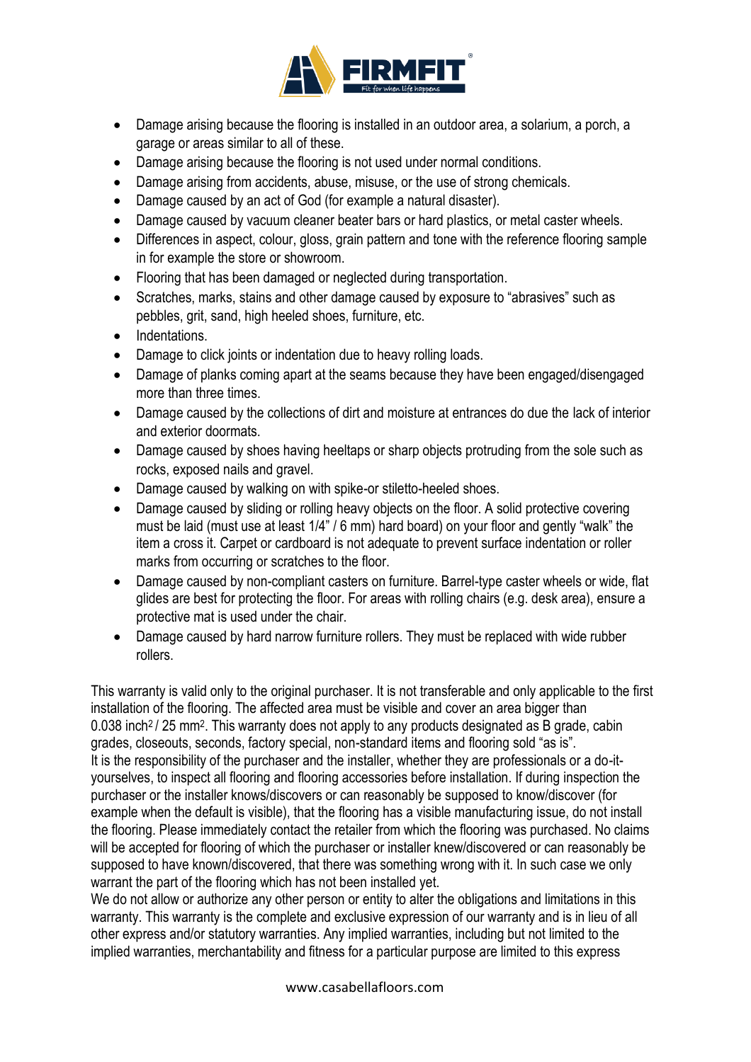- Damage arising because the flooring is installed in an outdoor area, a solarium, a porch, a garage or areas similar to all of these.
- Damage arising because the flooring is not used under normal conditions.
- Damage arising from accidents, abuse, misuse, or the use of strong chemicals.
- Damage caused by an act of God (for example a natural disaster).
- Damage caused by vacuum cleaner beater bars or hard plastics, or metal caster wheels.
- Differences in aspect, colour, gloss, grain pattern and tone with the reference flooring sample in for example the store or showroom.
- Flooring that has been damaged or neglected during transportation.
- Scratches, marks, stains and other damage caused by exposure to "abrasives" such as pebbles, grit, sand, high heeled shoes, furniture, etc.
- Indentations.
- Damage to click joints or indentation due to heavy rolling loads.
- Damage of planks coming apart at the seams because they have been engaged/disengaged more than three times.
- Damage caused by the collections of dirt and moisture at entrances do due the lack of interior and exterior doormats.
- Damage caused by shoes having heeltaps or sharp objects protruding from the sole such as rocks, exposed nails and gravel.
- Damage caused by walking on with spike-or stiletto-heeled shoes.
- Damage caused by sliding or rolling heavy objects on the floor. A solid protective covering must be laid (must use at least 1/4" / 6 mm) hard board) on your floor and gently "walk" the item a cross it. Carpet or cardboard is not adequate to prevent surface indentation or roller marks from occurring or scratches to the floor.
- Damage caused by non-compliant casters on furniture. Barrel-type caster wheels or wide, flat glides are best for protecting the floor. For areas with rolling chairs (e.g. desk area), ensure a protective mat is used under the chair.
- Damage caused by hard narrow furniture rollers. They must be replaced with wide rubber rollers.

This warranty is valid only to the original purchaser. It is not transferable and only applicable to the first installation of the flooring. The affected area must be visible and cover an area bigger than 0.038 $inch^2$ / 25 $mm^2$. This warranty does not apply to any products designated as B grade, cabin grades, closeouts, seconds, factory special, non-standard items and flooring sold "as is".
It is the responsibility of the purchaser and the installer, whether they are professionals or a do-it-yourselves, to inspect all flooring and flooring accessories before installation. If during inspection the purchaser or the installer knows/discovers or can reasonably be supposed to know/discover (for example when the default is visible), that the flooring has a visible manufacturing issue, do not install the flooring. Please immediately contact the retailer from which the flooring was purchased. No claims will be accepted for flooring of which the purchaser or installer knew/discovered or can reasonably be supposed to have known/discovered, that there was something wrong with it. In such case we only warrant the part of the flooring which has not been installed yet.
We do not allow or authorize any other person or entity to alter the obligations and limitations in this warranty. This warranty is the complete and exclusive expression of our warranty and is in lieu of all other express and/or statutory warranties. Any implied warranties, including but not limited to the implied warranties, merchantability and fitness for a particular purpose are limited to this express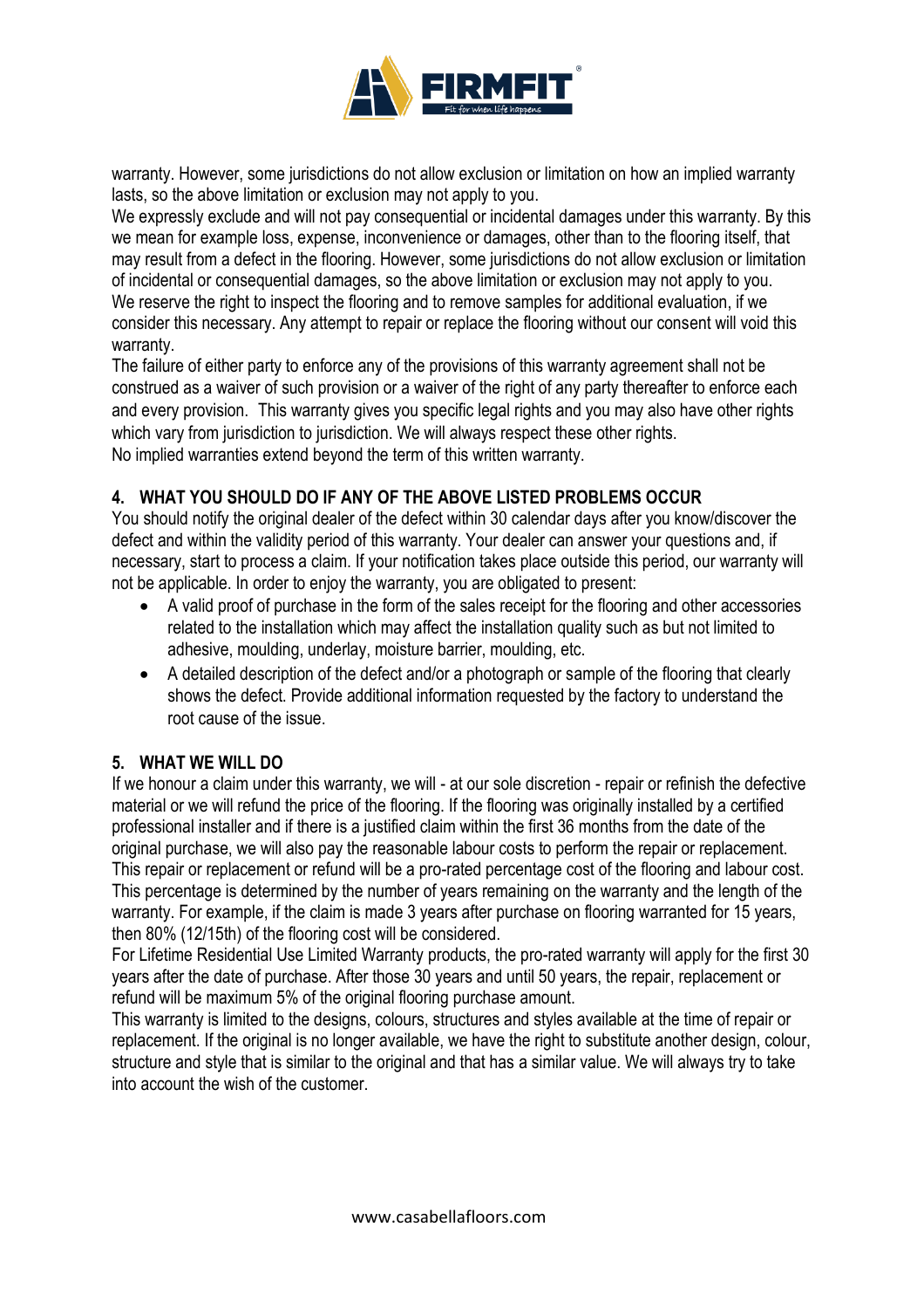warranty. However, some jurisdictions do not allow exclusion or limitation on how an implied warranty lasts, so the above limitation or exclusion may not apply to you.

We expressly exclude and will not pay consequential or incidental damages under this warranty. By this we mean for example loss, expense, inconvenience or damages, other than to the flooring itself, that may result from a defect in the flooring. However, some jurisdictions do not allow exclusion or limitation of incidental or consequential damages, so the above limitation or exclusion may not apply to you.

We reserve the right to inspect the flooring and to remove samples for additional evaluation, if we consider this necessary. Any attempt to repair or replace the flooring without our consent will void this warranty.

The failure of either party to enforce any of the provisions of this warranty agreement shall not be construed as a waiver of such provision or a waiver of the right of any party thereafter to enforce each and every provision. This warranty gives you specific legal rights and you may also have other rights which vary from jurisdiction to jurisdiction. We will always respect these other rights.

No implied warranties extend beyond the term of this written warranty.

## 4. WHAT YOU SHOULD DO IF ANY OF THE ABOVE LISTED PROBLEMS OCCUR

You should notify the original dealer of the defect within 30 calendar days after you know/discover the defect and within the validity period of this warranty. Your dealer can answer your questions and, if necessary, start to process a claim. If your notification takes place outside this period, our warranty will not be applicable. In order to enjoy the warranty, you are obligated to present:

- A valid proof of purchase in the form of the sales receipt for the flooring and other accessories related to the installation which may affect the installation quality such as but not limited to adhesive, moulding, underlay, moisture barrier, moulding, etc.
- A detailed description of the defect and/or a photograph or sample of the flooring that clearly shows the defect. Provide additional information requested by the factory to understand the root cause of the issue.

## 5. WHAT WE WILL DO

If we honour a claim under this warranty, we will - at our sole discretion - repair or refinish the defective material or we will refund the price of the flooring. If the flooring was originally installed by a certified professional installer and if there is a justified claim within the first 36 months from the date of the original purchase, we will also pay the reasonable labour costs to perform the repair or replacement. This repair or replacement or refund will be a pro-rated percentage cost of the flooring and labour cost. This percentage is determined by the number of years remaining on the warranty and the length of the warranty. For example, if the claim is made 3 years after purchase on flooring warranted for 15 years, then 80% (12/15th) of the flooring cost will be considered.

For Lifetime Residential Use Limited Warranty products, the pro-rated warranty will apply for the first 30 years after the date of purchase. After those 30 years and until 50 years, the repair, replacement or refund will be maximum 5% of the original flooring purchase amount.

This warranty is limited to the designs, colours, structures and styles available at the time of repair or replacement. If the original is no longer available, we have the right to substitute another design, colour, structure and style that is similar to the original and that has a similar value. We will always try to take into account the wish of the customer.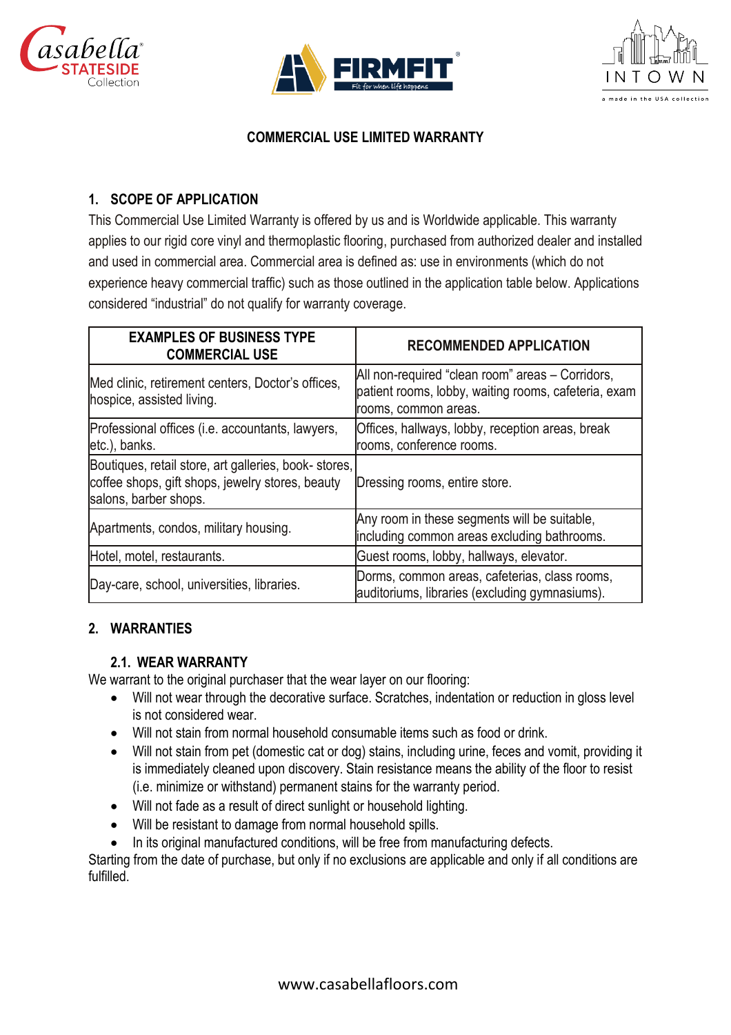## COMMERCIAL USE LIMITED WARRANTY

### 1. SCOPE OF APPLICATION

This Commercial Use Limited Warranty is offered by us and is Worldwide applicable. This warranty applies to our rigid core vinyl and thermoplastic flooring, purchased from authorized dealer and installed and used in commercial area. Commercial area is defined as: use in environments (which do not experience heavy commercial traffic) such as those outlined in the application table below. Applications considered "industrial" do not qualify for warranty coverage.

| EXAMPLES OF BUSINESS TYPE COMMERCIAL USE | RECOMMENDED APPLICATION |
|---|---|
| Med clinic, retirement centers, Doctor's offices, hospice, assisted living. | All non-required "clean room" areas – Corridors, patient rooms, lobby, waiting rooms, cafeteria, exam rooms, common areas. |
| Professional offices (i.e. accountants, lawyers, etc.), banks. | Offices, hallways, lobby, reception areas, break rooms, conference rooms. |
| Boutiques, retail store, art galleries, book- stores, coffee shops, gift shops, jewelry stores, beauty salons, barber shops. | Dressing rooms, entire store. |
| Apartments, condos, military housing. | Any room in these segments will be suitable, including common areas excluding bathrooms. |
| Hotel, motel, restaurants. | Guest rooms, lobby, hallways, elevator. |
| Day-care, school, universities, libraries. | Dorms, common areas, cafeterias, class rooms, auditoriums, libraries (excluding gymnasiums). |

### 2. WARRANTIES

#### 2.1. WEAR WARRANTY

We warrant to the original purchaser that the wear layer on our flooring:

- Will not wear through the decorative surface. Scratches, indentation or reduction in gloss level is not considered wear.
- Will not stain from normal household consumable items such as food or drink.
- Will not stain from pet (domestic cat or dog) stains, including urine, feces and vomit, providing it is immediately cleaned upon discovery. Stain resistance means the ability of the floor to resist (i.e. minimize or withstand) permanent stains for the warranty period.
- Will not fade as a result of direct sunlight or household lighting.
- Will be resistant to damage from normal household spills.
- In its original manufactured conditions, will be free from manufacturing defects.

Starting from the date of purchase, but only if no exclusions are applicable and only if all conditions are fulfilled.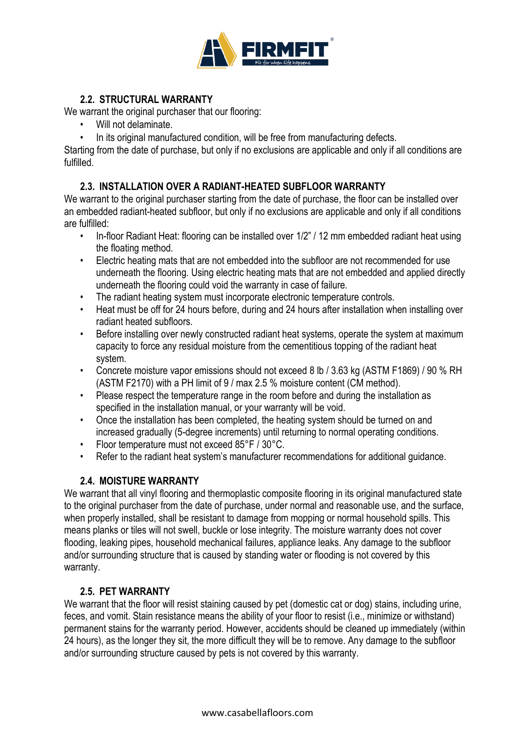### 2.2. STRUCTURAL WARRANTY

We warrant the original purchaser that our flooring:

- Will not delaminate.
- In its original manufactured condition, will be free from manufacturing defects.

Starting from the date of purchase, but only if no exclusions are applicable and only if all conditions are fulfilled.

### 2.3. INSTALLATION OVER A RADIANT-HEATED SUBFLOOR WARRANTY

We warrant to the original purchaser starting from the date of purchase, the floor can be installed over an embedded radiant-heated subfloor, but only if no exclusions are applicable and only if all conditions are fulfilled:

- In-floor Radiant Heat: flooring can be installed over 1/2" / 12 mm embedded radiant heat using the floating method.
- Electric heating mats that are not embedded into the subfloor are not recommended for use underneath the flooring. Using electric heating mats that are not embedded and applied directly underneath the flooring could void the warranty in case of failure.
- The radiant heating system must incorporate electronic temperature controls.
- Heat must be off for 24 hours before, during and 24 hours after installation when installing over radiant heated subfloors.
- Before installing over newly constructed radiant heat systems, operate the system at maximum capacity to force any residual moisture from the cementitious topping of the radiant heat system.
- Concrete moisture vapor emissions should not exceed 8 lb / 3.63 kg (ASTM F1869) / 90 % RH (ASTM F2170) with a PH limit of 9 / max 2.5 % moisture content (CM method).
- Please respect the temperature range in the room before and during the installation as specified in the installation manual, or your warranty will be void.
- Once the installation has been completed, the heating system should be turned on and increased gradually (5-degree increments) until returning to normal operating conditions.
- Floor temperature must not exceed 85°F / 30°C.
- Refer to the radiant heat system's manufacturer recommendations for additional guidance.

### 2.4. MOISTURE WARRANTY

We warrant that all vinyl flooring and thermoplastic composite flooring in its original manufactured state to the original purchaser from the date of purchase, under normal and reasonable use, and the surface, when properly installed, shall be resistant to damage from mopping or normal household spills. This means planks or tiles will not swell, buckle or lose integrity. The moisture warranty does not cover flooding, leaking pipes, household mechanical failures, appliance leaks. Any damage to the subfloor and/or surrounding structure that is caused by standing water or flooding is not covered by this warranty.

### 2.5. PET WARRANTY

We warrant that the floor will resist staining caused by pet (domestic cat or dog) stains, including urine, feces, and vomit. Stain resistance means the ability of your floor to resist (i.e., minimize or withstand) permanent stains for the warranty period. However, accidents should be cleaned up immediately (within 24 hours), as the longer they sit, the more difficult they will be to remove. Any damage to the subfloor and/or surrounding structure caused by pets is not covered by this warranty.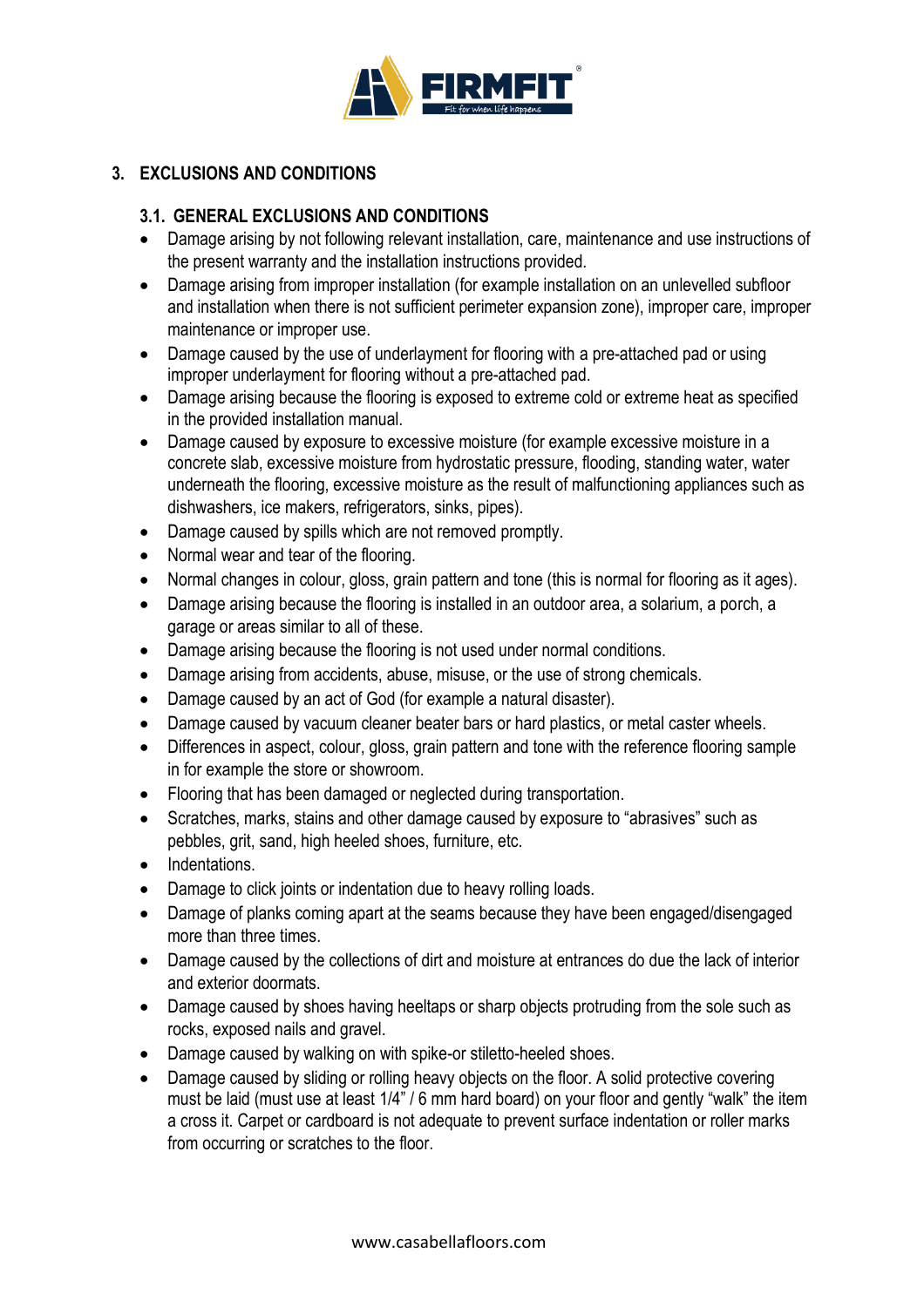# 3. EXCLUSIONS AND CONDITIONS

## 3.1. GENERAL EXCLUSIONS AND CONDITIONS

- Damage arising by not following relevant installation, care, maintenance and use instructions of the present warranty and the installation instructions provided.
- Damage arising from improper installation (for example installation on an unlevelled subfloor and installation when there is not sufficient perimeter expansion zone), improper care, improper maintenance or improper use.
- Damage caused by the use of underlayment for flooring with a pre-attached pad or using improper underlayment for flooring without a pre-attached pad.
- Damage arising because the flooring is exposed to extreme cold or extreme heat as specified in the provided installation manual.
- Damage caused by exposure to excessive moisture (for example excessive moisture in a concrete slab, excessive moisture from hydrostatic pressure, flooding, standing water, water underneath the flooring, excessive moisture as the result of malfunctioning appliances such as dishwashers, ice makers, refrigerators, sinks, pipes).
- Damage caused by spills which are not removed promptly.
- Normal wear and tear of the flooring.
- Normal changes in colour, gloss, grain pattern and tone (this is normal for flooring as it ages).
- Damage arising because the flooring is installed in an outdoor area, a solarium, a porch, a garage or areas similar to all of these.
- Damage arising because the flooring is not used under normal conditions.
- Damage arising from accidents, abuse, misuse, or the use of strong chemicals.
- Damage caused by an act of God (for example a natural disaster).
- Damage caused by vacuum cleaner beater bars or hard plastics, or metal caster wheels.
- Differences in aspect, colour, gloss, grain pattern and tone with the reference flooring sample in for example the store or showroom.
- Flooring that has been damaged or neglected during transportation.
- Scratches, marks, stains and other damage caused by exposure to "abrasives" such as pebbles, grit, sand, high heeled shoes, furniture, etc.
- Indentations.
- Damage to click joints or indentation due to heavy rolling loads.
- Damage of planks coming apart at the seams because they have been engaged/disengaged more than three times.
- Damage caused by the collections of dirt and moisture at entrances do due the lack of interior and exterior doormats.
- Damage caused by shoes having heeltaps or sharp objects protruding from the sole such as rocks, exposed nails and gravel.
- Damage caused by walking on with spike-or stiletto-heeled shoes.
- Damage caused by sliding or rolling heavy objects on the floor. A solid protective covering must be laid (must use at least 1/4" / 6 mm hard board) on your floor and gently "walk" the item a cross it. Carpet or cardboard is not adequate to prevent surface indentation or roller marks from occurring or scratches to the floor.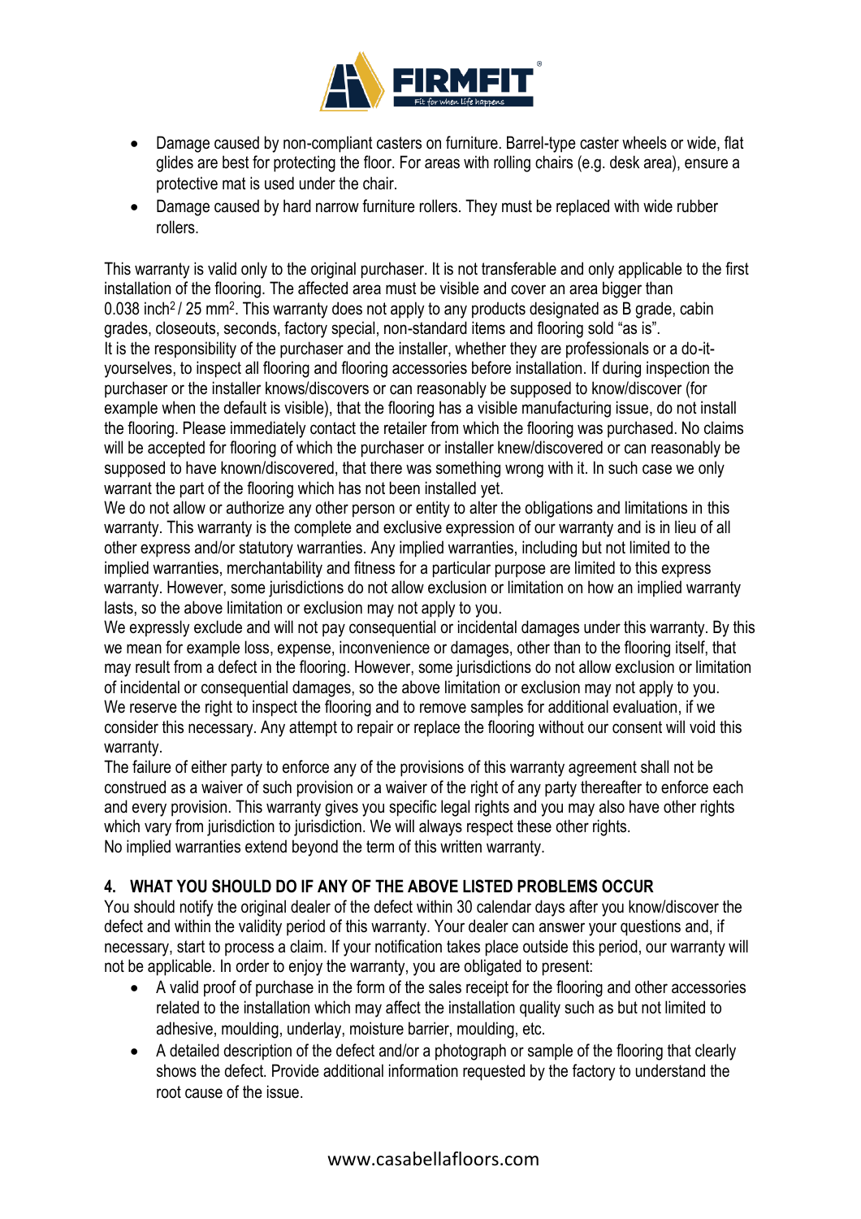- Damage caused by non-compliant casters on furniture. Barrel-type caster wheels or wide, flat glides are best for protecting the floor. For areas with rolling chairs (e.g. desk area), ensure a protective mat is used under the chair.
- Damage caused by hard narrow furniture rollers. They must be replaced with wide rubber rollers.

This warranty is valid only to the original purchaser. It is not transferable and only applicable to the first installation of the flooring. The affected area must be visible and cover an area bigger than 0.038 inch$^2$ / 25 mm$^2$. This warranty does not apply to any products designated as B grade, cabin grades, closeouts, seconds, factory special, non-standard items and flooring sold "as is".

It is the responsibility of the purchaser and the installer, whether they are professionals or a do-it-yourselves, to inspect all flooring and flooring accessories before installation. If during inspection the purchaser or the installer knows/discovers or can reasonably be supposed to know/discover (for example when the default is visible), that the flooring has a visible manufacturing issue, do not install the flooring. Please immediately contact the retailer from which the flooring was purchased. No claims will be accepted for flooring of which the purchaser or installer knew/discovered or can reasonably be supposed to have known/discovered, that there was something wrong with it. In such case we only warrant the part of the flooring which has not been installed yet.

We do not allow or authorize any other person or entity to alter the obligations and limitations in this warranty. This warranty is the complete and exclusive expression of our warranty and is in lieu of all other express and/or statutory warranties. Any implied warranties, including but not limited to the implied warranties, merchantability and fitness for a particular purpose are limited to this express warranty. However, some jurisdictions do not allow exclusion or limitation on how an implied warranty lasts, so the above limitation or exclusion may not apply to you.

We expressly exclude and will not pay consequential or incidental damages under this warranty. By this we mean for example loss, expense, inconvenience or damages, other than to the flooring itself, that may result from a defect in the flooring. However, some jurisdictions do not allow exclusion or limitation of incidental or consequential damages, so the above limitation or exclusion may not apply to you.

We reserve the right to inspect the flooring and to remove samples for additional evaluation, if we consider this necessary. Any attempt to repair or replace the flooring without our consent will void this warranty.

The failure of either party to enforce any of the provisions of this warranty agreement shall not be construed as a waiver of such provision or a waiver of the right of any party thereafter to enforce each and every provision. This warranty gives you specific legal rights and you may also have other rights which vary from jurisdiction to jurisdiction. We will always respect these other rights.

No implied warranties extend beyond the term of this written warranty.

## 4. WHAT YOU SHOULD DO IF ANY OF THE ABOVE LISTED PROBLEMS OCCUR

You should notify the original dealer of the defect within 30 calendar days after you know/discover the defect and within the validity period of this warranty. Your dealer can answer your questions and, if necessary, start to process a claim. If your notification takes place outside this period, our warranty will not be applicable. In order to enjoy the warranty, you are obligated to present:

- A valid proof of purchase in the form of the sales receipt for the flooring and other accessories related to the installation which may affect the installation quality such as but not limited to adhesive, moulding, underlay, moisture barrier, moulding, etc.
- A detailed description of the defect and/or a photograph or sample of the flooring that clearly shows the defect. Provide additional information requested by the factory to understand the root cause of the issue.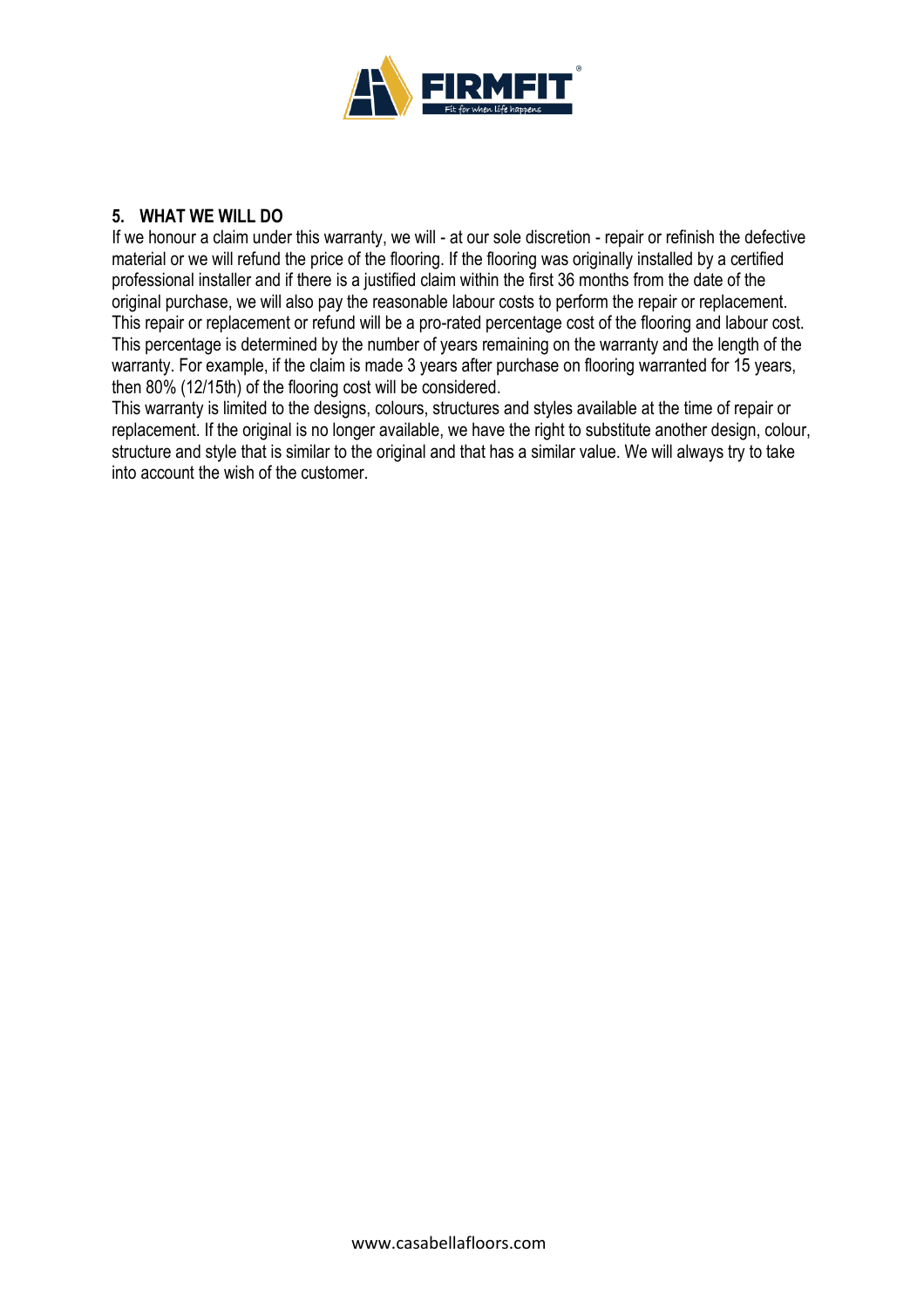## 5. WHAT WE WILL DO

If we honour a claim under this warranty, we will - at our sole discretion - repair or refinish the defective material or we will refund the price of the flooring. If the flooring was originally installed by a certified professional installer and if there is a justified claim within the first 36 months from the date of the original purchase, we will also pay the reasonable labour costs to perform the repair or replacement. This repair or replacement or refund will be a pro-rated percentage cost of the flooring and labour cost. This percentage is determined by the number of years remaining on the warranty and the length of the warranty. For example, if the claim is made 3 years after purchase on flooring warranted for 15 years, then 80% (12/15th) of the flooring cost will be considered.

This warranty is limited to the designs, colours, structures and styles available at the time of repair or replacement. If the original is no longer available, we have the right to substitute another design, colour, structure and style that is similar to the original and that has a similar value. We will always try to take into account the wish of the customer.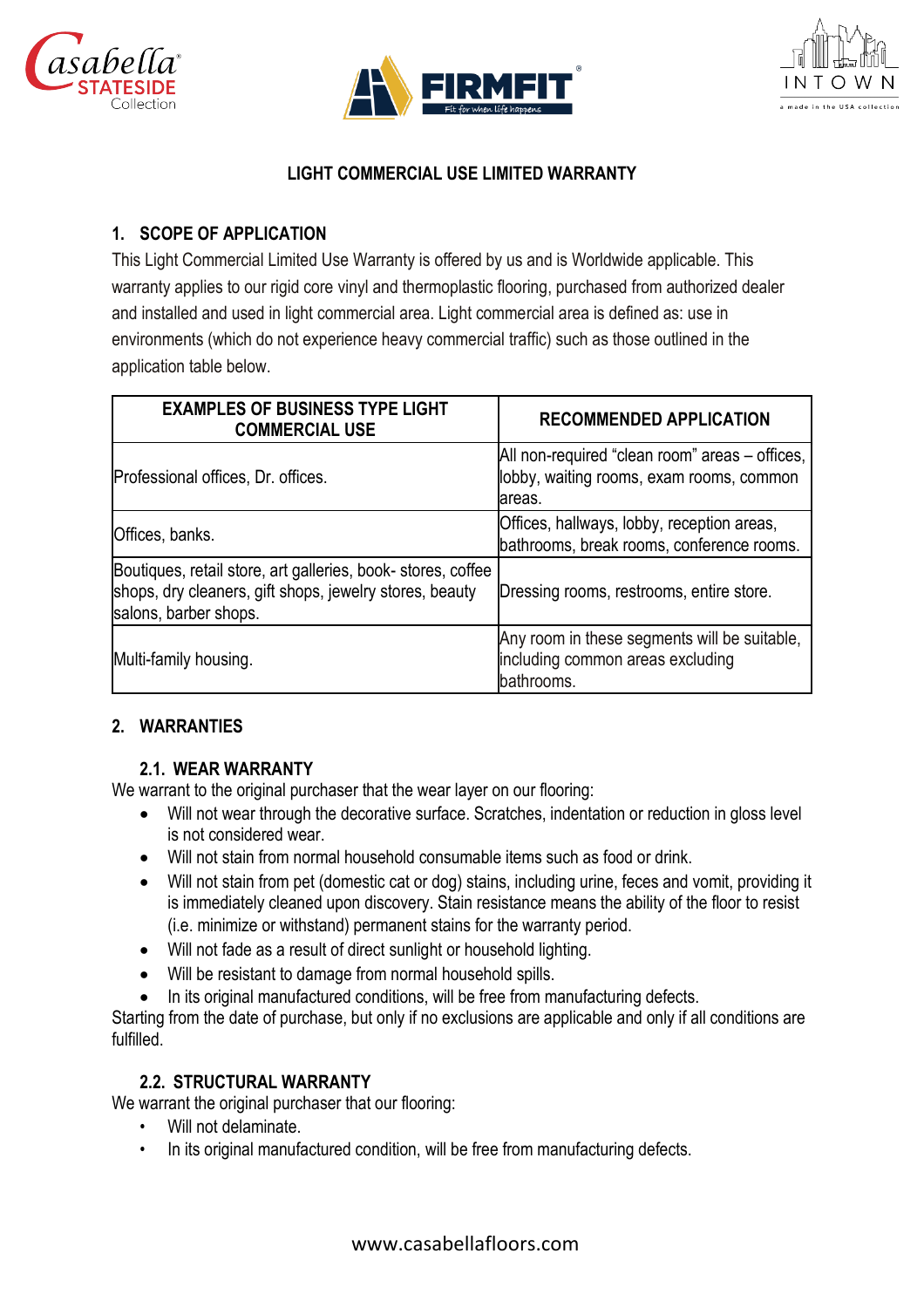## LIGHT COMMERCIAL USE LIMITED WARRANTY

### 1. SCOPE OF APPLICATION

This Light Commercial Limited Use Warranty is offered by us and is Worldwide applicable. This warranty applies to our rigid core vinyl and thermoplastic flooring, purchased from authorized dealer and installed and used in light commercial area. Light commercial area is defined as: use in environments (which do not experience heavy commercial traffic) such as those outlined in the application table below.

| EXAMPLES OF BUSINESS TYPE LIGHT COMMERCIAL USE | RECOMMENDED APPLICATION |
|---|---|
| Professional offices, Dr. offices. | All non-required "clean room" areas – offices, lobby, waiting rooms, exam rooms, common areas. |
| Offices, banks. | Offices, hallways, lobby, reception areas, bathrooms, break rooms, conference rooms. |
| Boutiques, retail store, art galleries, book- stores, coffee shops, dry cleaners, gift shops, jewelry stores, beauty salons, barber shops. | Dressing rooms, restrooms, entire store. |
| Multi-family housing. | Any room in these segments will be suitable, including common areas excluding bathrooms. |

### 2. WARRANTIES

#### 2.1. WEAR WARRANTY

We warrant to the original purchaser that the wear layer on our flooring:

- Will not wear through the decorative surface. Scratches, indentation or reduction in gloss level is not considered wear.
- Will not stain from normal household consumable items such as food or drink.
- Will not stain from pet (domestic cat or dog) stains, including urine, feces and vomit, providing it is immediately cleaned upon discovery. Stain resistance means the ability of the floor to resist (i.e. minimize or withstand) permanent stains for the warranty period.
- Will not fade as a result of direct sunlight or household lighting.
- Will be resistant to damage from normal household spills.
- In its original manufactured conditions, will be free from manufacturing defects.

Starting from the date of purchase, but only if no exclusions are applicable and only if all conditions are fulfilled.

#### 2.2. STRUCTURAL WARRANTY

We warrant the original purchaser that our flooring:

- Will not delaminate.
- In its original manufactured condition, will be free from manufacturing defects.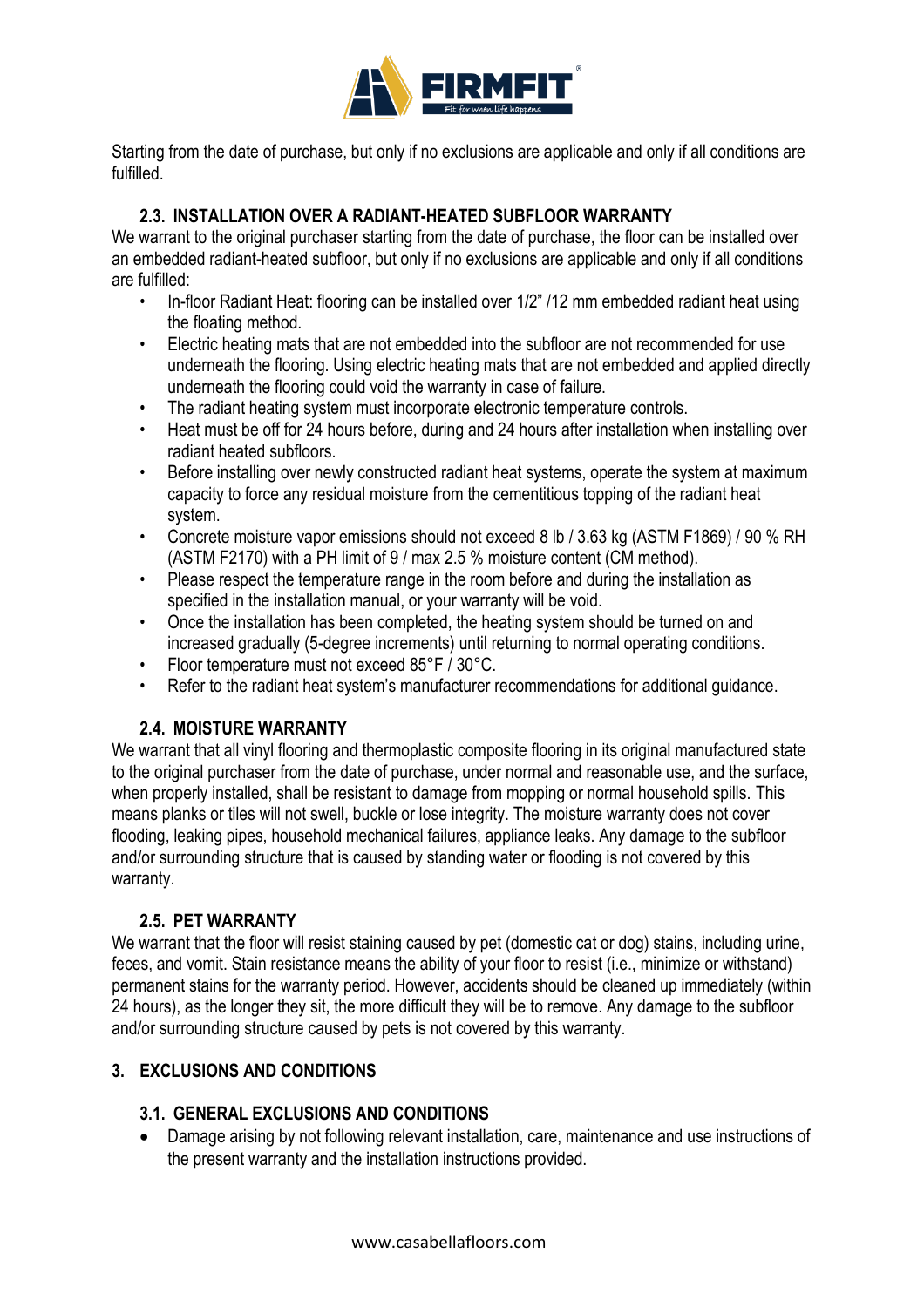Starting from the date of purchase, but only if no exclusions are applicable and only if all conditions are fulfilled.

### 2.3. INSTALLATION OVER A RADIANT-HEATED SUBFLOOR WARRANTY

We warrant to the original purchaser starting from the date of purchase, the floor can be installed over an embedded radiant-heated subfloor, but only if no exclusions are applicable and only if all conditions are fulfilled:

- In-floor Radiant Heat: flooring can be installed over 1/2" /12 mm embedded radiant heat using the floating method.
- Electric heating mats that are not embedded into the subfloor are not recommended for use underneath the flooring. Using electric heating mats that are not embedded and applied directly underneath the flooring could void the warranty in case of failure.
- The radiant heating system must incorporate electronic temperature controls.
- Heat must be off for 24 hours before, during and 24 hours after installation when installing over radiant heated subfloors.
- Before installing over newly constructed radiant heat systems, operate the system at maximum capacity to force any residual moisture from the cementitious topping of the radiant heat system.
- Concrete moisture vapor emissions should not exceed 8 lb / 3.63 kg (ASTM F1869) / 90 % RH (ASTM F2170) with a PH limit of 9 / max 2.5 % moisture content (CM method).
- Please respect the temperature range in the room before and during the installation as specified in the installation manual, or your warranty will be void.
- Once the installation has been completed, the heating system should be turned on and increased gradually (5-degree increments) until returning to normal operating conditions.
- Floor temperature must not exceed 85°F / 30°C.
- Refer to the radiant heat system's manufacturer recommendations for additional guidance.

### 2.4. MOISTURE WARRANTY

We warrant that all vinyl flooring and thermoplastic composite flooring in its original manufactured state to the original purchaser from the date of purchase, under normal and reasonable use, and the surface, when properly installed, shall be resistant to damage from mopping or normal household spills. This means planks or tiles will not swell, buckle or lose integrity. The moisture warranty does not cover flooding, leaking pipes, household mechanical failures, appliance leaks. Any damage to the subfloor and/or surrounding structure that is caused by standing water or flooding is not covered by this warranty.

### 2.5. PET WARRANTY

We warrant that the floor will resist staining caused by pet (domestic cat or dog) stains, including urine, feces, and vomit. Stain resistance means the ability of your floor to resist (i.e., minimize or withstand) permanent stains for the warranty period. However, accidents should be cleaned up immediately (within 24 hours), as the longer they sit, the more difficult they will be to remove. Any damage to the subfloor and/or surrounding structure caused by pets is not covered by this warranty.

## 3. EXCLUSIONS AND CONDITIONS

### 3.1. GENERAL EXCLUSIONS AND CONDITIONS

- Damage arising by not following relevant installation, care, maintenance and use instructions of the present warranty and the installation instructions provided.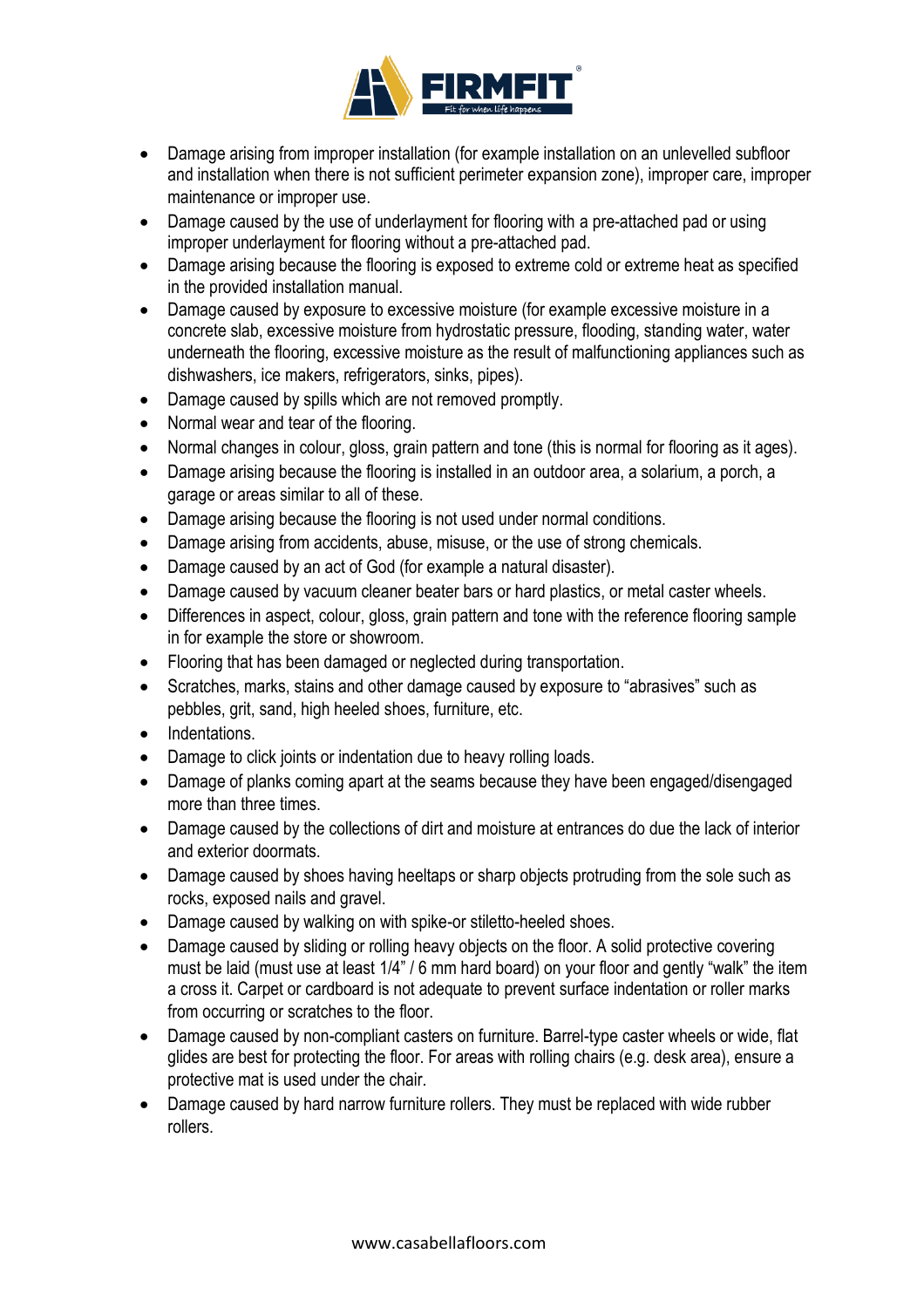- Damage arising from improper installation (for example installation on an unlevelled subfloor and installation when there is not sufficient perimeter expansion zone), improper care, improper maintenance or improper use.
- Damage caused by the use of underlayment for flooring with a pre-attached pad or using improper underlayment for flooring without a pre-attached pad.
- Damage arising because the flooring is exposed to extreme cold or extreme heat as specified in the provided installation manual.
- Damage caused by exposure to excessive moisture (for example excessive moisture in a concrete slab, excessive moisture from hydrostatic pressure, flooding, standing water, water underneath the flooring, excessive moisture as the result of malfunctioning appliances such as dishwashers, ice makers, refrigerators, sinks, pipes).
- Damage caused by spills which are not removed promptly.
- Normal wear and tear of the flooring.
- Normal changes in colour, gloss, grain pattern and tone (this is normal for flooring as it ages).
- Damage arising because the flooring is installed in an outdoor area, a solarium, a porch, a garage or areas similar to all of these.
- Damage arising because the flooring is not used under normal conditions.
- Damage arising from accidents, abuse, misuse, or the use of strong chemicals.
- Damage caused by an act of God (for example a natural disaster).
- Damage caused by vacuum cleaner beater bars or hard plastics, or metal caster wheels.
- Differences in aspect, colour, gloss, grain pattern and tone with the reference flooring sample in for example the store or showroom.
- Flooring that has been damaged or neglected during transportation.
- Scratches, marks, stains and other damage caused by exposure to "abrasives" such as pebbles, grit, sand, high heeled shoes, furniture, etc.
- Indentations.
- Damage to click joints or indentation due to heavy rolling loads.
- Damage of planks coming apart at the seams because they have been engaged/disengaged more than three times.
- Damage caused by the collections of dirt and moisture at entrances do due the lack of interior and exterior doormats.
- Damage caused by shoes having heeltaps or sharp objects protruding from the sole such as rocks, exposed nails and gravel.
- Damage caused by walking on with spike-or stiletto-heeled shoes.
- Damage caused by sliding or rolling heavy objects on the floor. A solid protective covering must be laid (must use at least 1/4" / 6 mm hard board) on your floor and gently "walk" the item a cross it. Carpet or cardboard is not adequate to prevent surface indentation or roller marks from occurring or scratches to the floor.
- Damage caused by non-compliant casters on furniture. Barrel-type caster wheels or wide, flat glides are best for protecting the floor. For areas with rolling chairs (e.g. desk area), ensure a protective mat is used under the chair.
- Damage caused by hard narrow furniture rollers. They must be replaced with wide rubber rollers.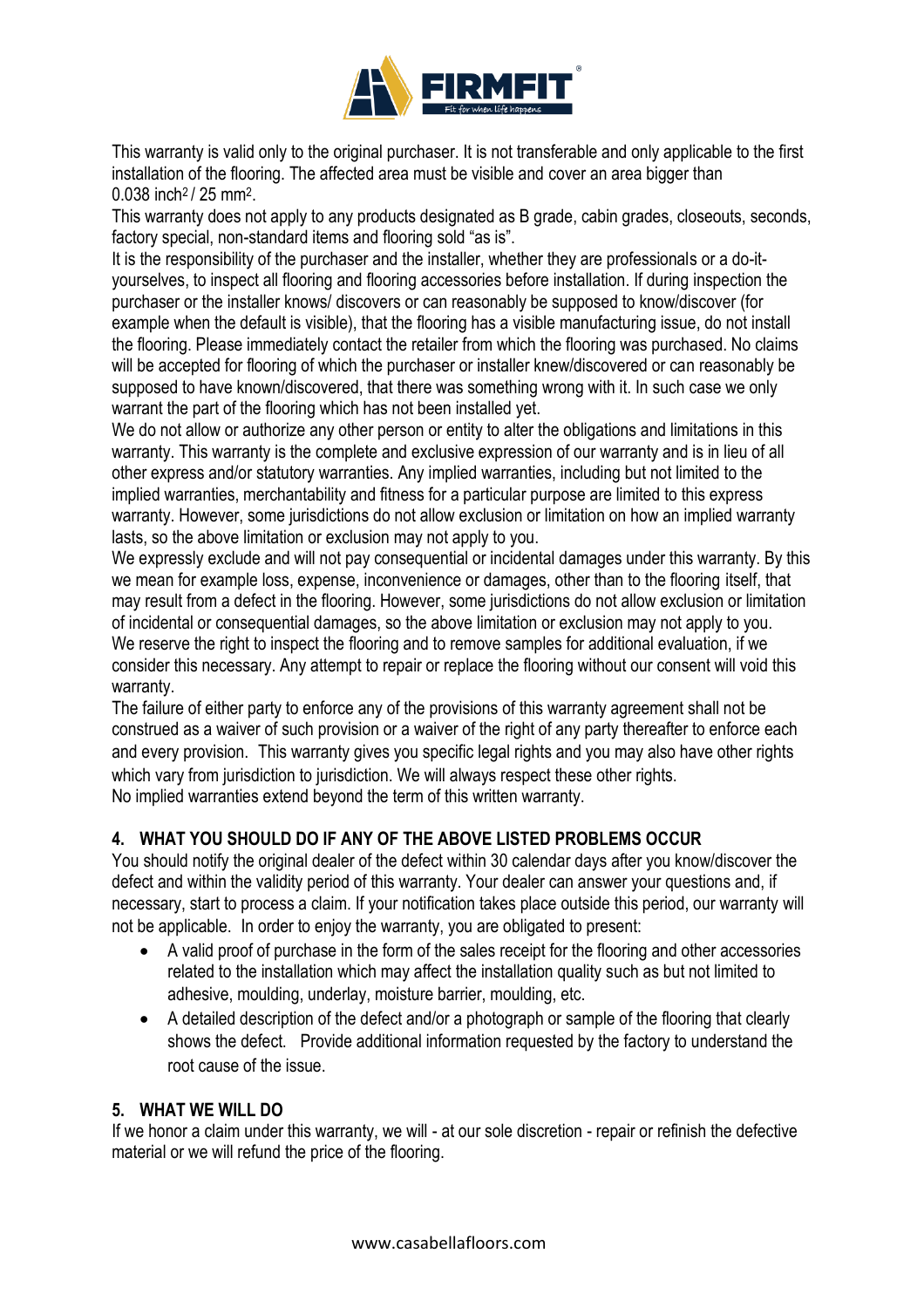This warranty is valid only to the original purchaser. It is not transferable and only applicable to the first installation of the flooring. The affected area must be visible and cover an area bigger than 0.038 $inch^2$ / 25 $mm^2$.

This warranty does not apply to any products designated as B grade, cabin grades, closeouts, seconds, factory special, non-standard items and flooring sold "as is".

It is the responsibility of the purchaser and the installer, whether they are professionals or a do-it-yourselves, to inspect all flooring and flooring accessories before installation. If during inspection the purchaser or the installer knows/ discovers or can reasonably be supposed to know/discover (for example when the default is visible), that the flooring has a visible manufacturing issue, do not install the flooring. Please immediately contact the retailer from which the flooring was purchased. No claims will be accepted for flooring of which the purchaser or installer knew/discovered or can reasonably be supposed to have known/discovered, that there was something wrong with it. In such case we only warrant the part of the flooring which has not been installed yet.

We do not allow or authorize any other person or entity to alter the obligations and limitations in this warranty. This warranty is the complete and exclusive expression of our warranty and is in lieu of all other express and/or statutory warranties. Any implied warranties, including but not limited to the implied warranties, merchantability and fitness for a particular purpose are limited to this express warranty. However, some jurisdictions do not allow exclusion or limitation on how an implied warranty lasts, so the above limitation or exclusion may not apply to you.

We expressly exclude and will not pay consequential or incidental damages under this warranty. By this we mean for example loss, expense, inconvenience or damages, other than to the flooring itself, that may result from a defect in the flooring. However, some jurisdictions do not allow exclusion or limitation of incidental or consequential damages, so the above limitation or exclusion may not apply to you.

We reserve the right to inspect the flooring and to remove samples for additional evaluation, if we consider this necessary. Any attempt to repair or replace the flooring without our consent will void this warranty.

The failure of either party to enforce any of the provisions of this warranty agreement shall not be construed as a waiver of such provision or a waiver of the right of any party thereafter to enforce each and every provision. This warranty gives you specific legal rights and you may also have other rights which vary from jurisdiction to jurisdiction. We will always respect these other rights.

No implied warranties extend beyond the term of this written warranty.

## 4. WHAT YOU SHOULD DO IF ANY OF THE ABOVE LISTED PROBLEMS OCCUR

You should notify the original dealer of the defect within 30 calendar days after you know/discover the defect and within the validity period of this warranty. Your dealer can answer your questions and, if necessary, start to process a claim. If your notification takes place outside this period, our warranty will not be applicable. In order to enjoy the warranty, you are obligated to present:

- A valid proof of purchase in the form of the sales receipt for the flooring and other accessories related to the installation which may affect the installation quality such as but not limited to adhesive, moulding, underlay, moisture barrier, moulding, etc.
- A detailed description of the defect and/or a photograph or sample of the flooring that clearly shows the defect. Provide additional information requested by the factory to understand the root cause of the issue.

## 5. WHAT WE WILL DO

If we honor a claim under this warranty, we will - at our sole discretion - repair or refinish the defective material or we will refund the price of the flooring.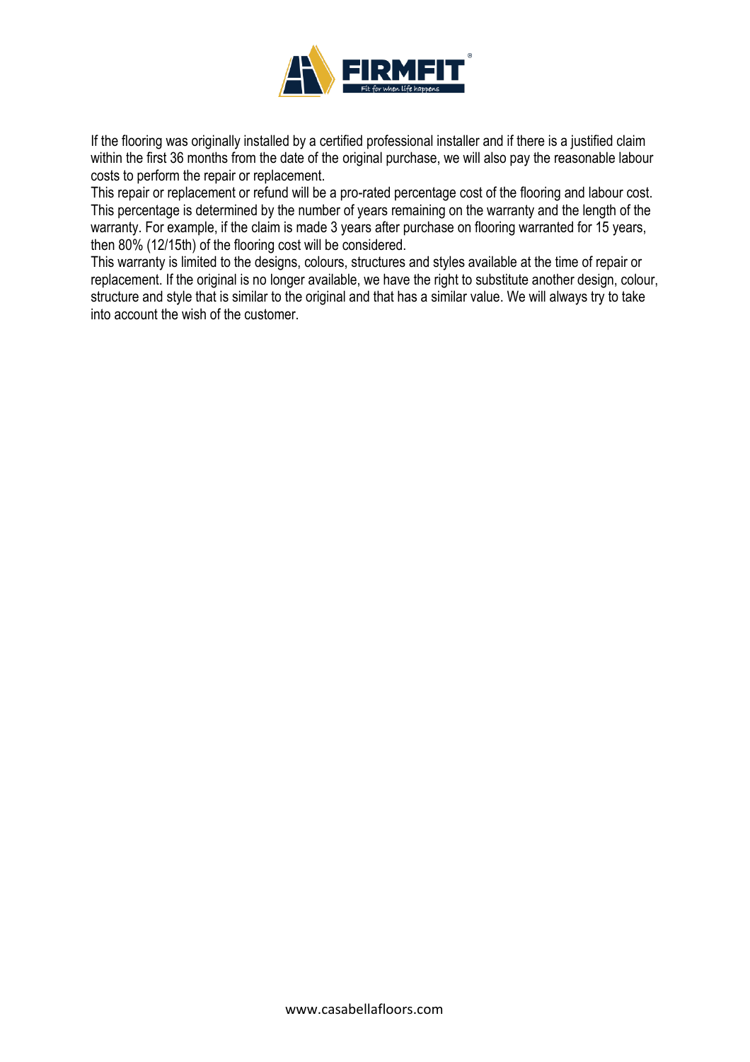If the flooring was originally installed by a certified professional installer and if there is a justified claim within the first 36 months from the date of the original purchase, we will also pay the reasonable labour costs to perform the repair or replacement.

This repair or replacement or refund will be a pro-rated percentage cost of the flooring and labour cost. This percentage is determined by the number of years remaining on the warranty and the length of the warranty. For example, if the claim is made 3 years after purchase on flooring warranted for 15 years, then 80% (12/15th) of the flooring cost will be considered.

This warranty is limited to the designs, colours, structures and styles available at the time of repair or replacement. If the original is no longer available, we have the right to substitute another design, colour, structure and style that is similar to the original and that has a similar value. We will always try to take into account the wish of the customer.